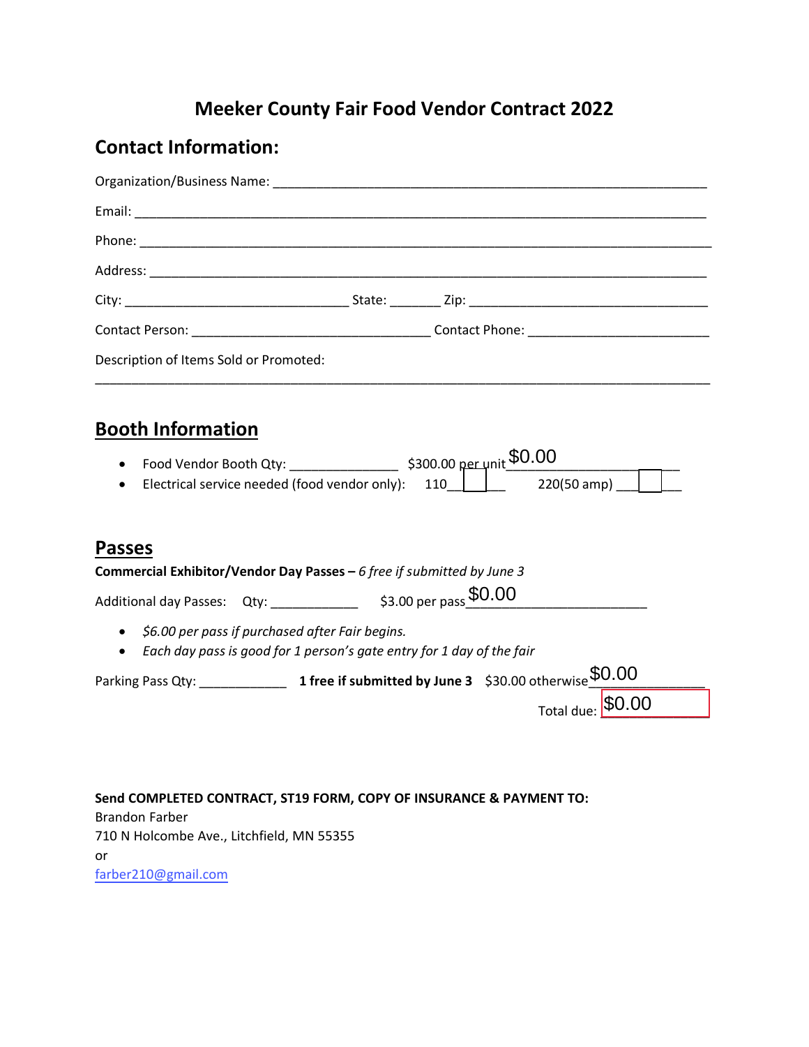# Meeker County Fair Food Vendor Contract 2022

## Contact Information:

Organization/Business Name: ___________________________________________________________

Email: ___________________________________________________________________________

Phone: ___________________________________________________________________________

Address: _________________________________________________________________________

City: ______________________________ State: _______ Zip: _________________________________

Contact Person: ________________________________ Contact Phone: ________________________

Description of Items Sold or Promoted:

_________________________________________________________________________________

## Booth Information

- Food Vendor Booth Qty: _______________ $300.00 per unit $0.00
- Electrical service needed (food vendor only): 110 ☐ 220(50 amp) ☐

## Passes

**Commercial Exhibitor/Vendor Day Passes –** *6 free if submitted by June 3*

Additional day Passes: Qty: ____________ $3.00 per pass $0.00

- *$6.00 per pass if purchased after Fair begins.*
- *Each day pass is good for 1 person's gate entry for 1 day of the fair*

Parking Pass Qty: ____________ **1 free if submitted by June 3** $30.00 otherwise $0.00

Total due: $0.00

**Send COMPLETED CONTRACT, ST19 FORM, COPY OF INSURANCE & PAYMENT TO:**
Brandon Farber
710 N Holcombe Ave., Litchfield, MN 55355
or
farber210@gmail.com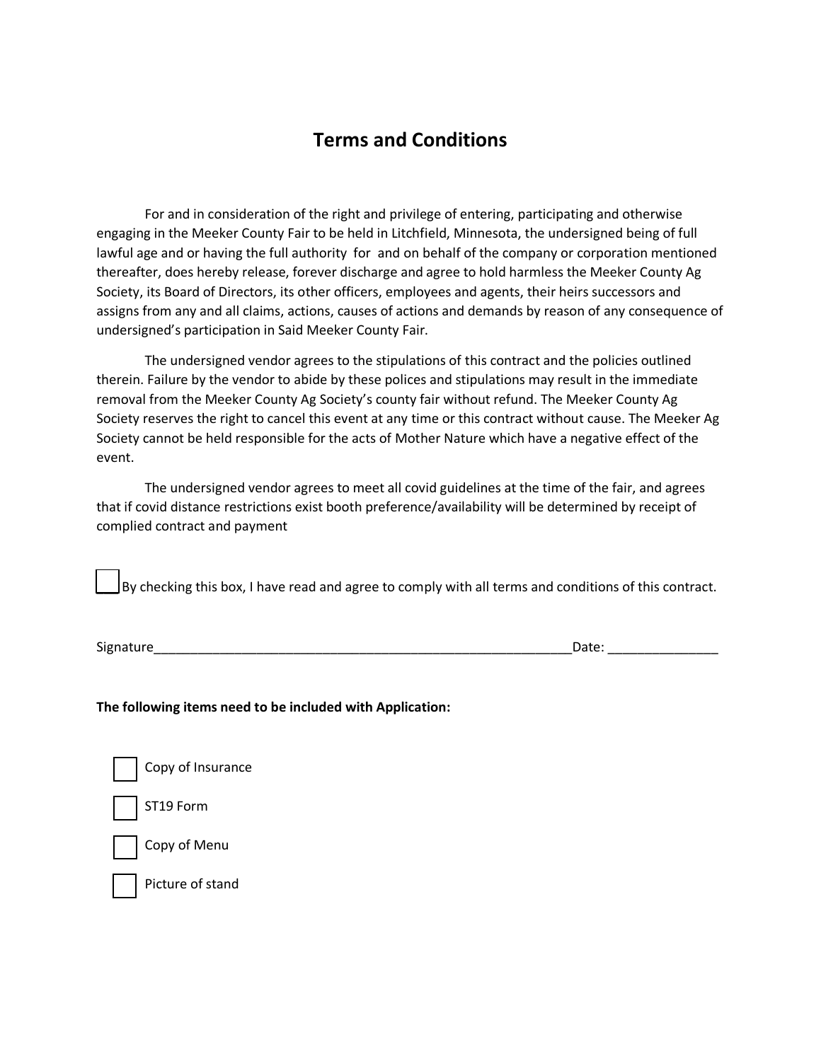# Terms and Conditions

For and in consideration of the right and privilege of entering, participating and otherwise engaging in the Meeker County Fair to be held in Litchfield, Minnesota, the undersigned being of full lawful age and or having the full authority for and on behalf of the company or corporation mentioned thereafter, does hereby release, forever discharge and agree to hold harmless the Meeker County Ag Society, its Board of Directors, its other officers, employees and agents, their heirs successors and assigns from any and all claims, actions, causes of actions and demands by reason of any consequence of undersigned's participation in Said Meeker County Fair.

The undersigned vendor agrees to the stipulations of this contract and the policies outlined therein. Failure by the vendor to abide by these polices and stipulations may result in the immediate removal from the Meeker County Ag Society's county fair without refund. The Meeker County Ag Society reserves the right to cancel this event at any time or this contract without cause. The Meeker Ag Society cannot be held responsible for the acts of Mother Nature which have a negative effect of the event.

The undersigned vendor agrees to meet all covid guidelines at the time of the fair, and agrees that if covid distance restrictions exist booth preference/availability will be determined by receipt of complied contract and payment

☐ By checking this box, I have read and agree to comply with all terms and conditions of this contract.

Signature___________________________________________________________Date: _______________

**The following items need to be included with Application:**

☐ Copy of Insurance

☐ ST19 Form

☐ Copy of Menu

☐ Picture of stand